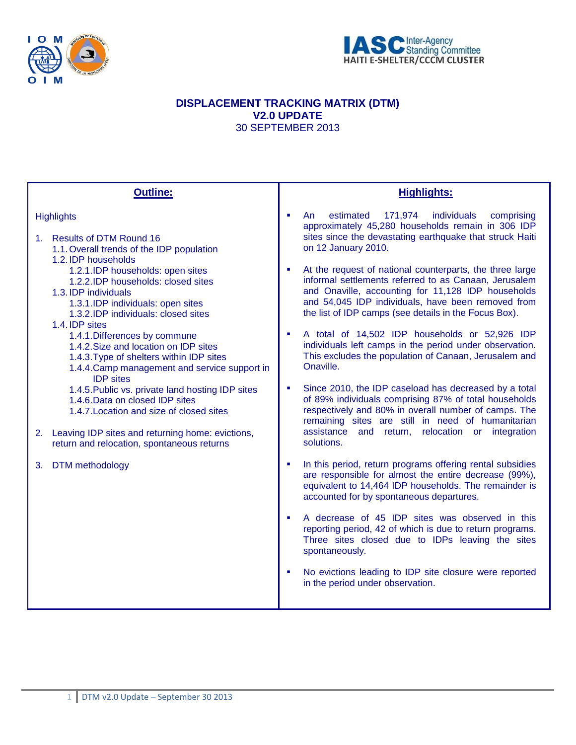IASC Inter-Agency Standing Committee
HAITI E-SHELTER/CCCM CLUSTER

# DISPLACEMENT TRACKING MATRIX (DTM)
## V2.0 UPDATE
30 SEPTEMBER 2013

## Outline:

Highlights

1. Results of DTM Round 16
    - 1.1. Overall trends of the IDP population
    - 1.2. IDP households
        - 1.2.1. IDP households: open sites
        - 1.2.2. IDP households: closed sites
    - 1.3. IDP individuals
        - 1.3.1. IDP individuals: open sites
        - 1.3.2. IDP individuals: closed sites
    - 1.4. IDP sites
        - 1.4.1. Differences by commune
        - 1.4.2. Size and location on IDP sites
        - 1.4.3. Type of shelters within IDP sites
        - 1.4.4. Camp management and service support in IDP sites
        - 1.4.5. Public vs. private land hosting IDP sites
        - 1.4.6. Data on closed IDP sites
        - 1.4.7. Location and size of closed sites
2. Leaving IDP sites and returning home: evictions, return and relocation, spontaneous returns
3. DTM methodology

## Highlights:

- An estimated 171,974 individuals comprising approximately 45,280 households remain in 306 IDP sites since the devastating earthquake that struck Haiti on 12 January 2010.
- At the request of national counterparts, the three large informal settlements referred to as Canaan, Jerusalem and Onaville, accounting for 11,128 IDP households and 54,045 IDP individuals, have been removed from the list of IDP camps (see details in the Focus Box).
- A total of 14,502 IDP households or 52,926 IDP individuals left camps in the period under observation. This excludes the population of Canaan, Jerusalem and Onaville.
- Since 2010, the IDP caseload has decreased by a total of 89% individuals comprising 87% of total households respectively and 80% in overall number of camps. The remaining sites are still in need of humanitarian assistance and return, relocation or integration solutions.
- In this period, return programs offering rental subsidies are responsible for almost the entire decrease (99%), equivalent to 14,464 IDP households. The remainder is accounted for by spontaneous departures.
- A decrease of 45 IDP sites was observed in this reporting period, 42 of which is due to return programs. Three sites closed due to IDPs leaving the sites spontaneously.
- No evictions leading to IDP site closure were reported in the period under observation.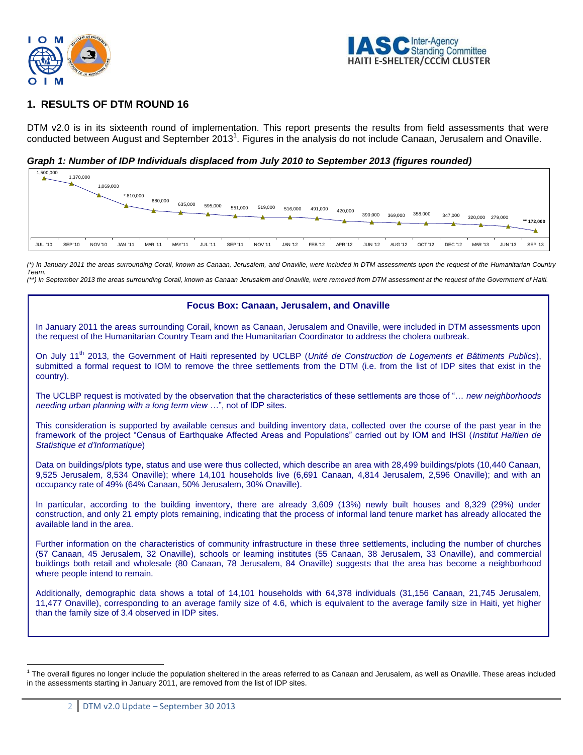## 1. RESULTS OF DTM ROUND 16

DTM v2.0 is in its sixteenth round of implementation. This report presents the results from field assessments that were conducted between August and September 2013[1]. Figures in the analysis do not include Canaan, Jerusalem and Onaville.

***Graph 1: Number of IDP Individuals displaced from July 2010 to September 2013 (figures rounded)***

| JUL '10 | SEP '10 | NOV'10 | JAN '11 | MAR '11 | MAY '11 | JUL '11 | SEP '11 | NOV'11 | JAN '12 | FEB '12 | APR '12 | JUN '12 | AUG '12 | OCT '12 | DEC '12 | MAR '13 | JUN '13 | SEP '13 |
|---|---|---|---|---|---|---|---|---|---|---|---|---|---|---|---|---|---|---|
| 1,500,000 | 1,370,000 | 1,069,000 | * 810,000 | 680,000 | 635,000 | 595,000 | 551,000 | 519,000 | 516,000 | 491,000 | 420,000 | 390,000 | 369,000 | 358,000 | 347,000 | 320,000 | 279,000 | ** 172,000 |

*(\*) In January 2011 the areas surrounding Corail, known as Canaan, Jerusalem, and Onaville, were included in DTM assessments upon the request of the Humanitarian Country Team.*
*(\*\*) In September 2013 the areas surrounding Corail, known as Canaan Jerusalem and Onaville, were removed from DTM assessment at the request of the Government of Haiti.*

**Focus Box: Canaan, Jerusalem, and Onaville**

In January 2011 the areas surrounding Corail, known as Canaan, Jerusalem and Onaville, were included in DTM assessments upon the request of the Humanitarian Country Team and the Humanitarian Coordinator to address the cholera outbreak.

On July 11th 2013, the Government of Haiti represented by UCLBP (*Unité de Construction de Logements et Bâtiments Publics*), submitted a formal request to IOM to remove the three settlements from the DTM (i.e. from the list of IDP sites that exist in the country).

The UCLBP request is motivated by the observation that the characteristics of these settlements are those of "… *new neighborhoods needing urban planning with a long term view* …", not of IDP sites.

This consideration is supported by available census and building inventory data, collected over the course of the past year in the framework of the project "Census of Earthquake Affected Areas and Populations" carried out by IOM and IHSI (*Institut Haïtien de Statistique et d'Informatique*)

Data on buildings/plots type, status and use were thus collected, which describe an area with 28,499 buildings/plots (10,440 Canaan, 9,525 Jerusalem, 8,534 Onaville); where 14,101 households live (6,691 Canaan, 4,814 Jerusalem, 2,596 Onaville); and with an occupancy rate of 49% (64% Canaan, 50% Jerusalem, 30% Onaville).

In particular, according to the building inventory, there are already 3,609 (13%) newly built houses and 8,329 (29%) under construction, and only 21 empty plots remaining, indicating that the process of informal land tenure market has already allocated the available land in the area.

Further information on the characteristics of community infrastructure in these three settlements, including the number of churches (57 Canaan, 45 Jerusalem, 32 Onaville), schools or learning institutes (55 Canaan, 38 Jerusalem, 33 Onaville), and commercial buildings both retail and wholesale (80 Canaan, 78 Jerusalem, 84 Onaville) suggests that the area has become a neighborhood where people intend to remain.

Additionally, demographic data shows a total of 14,101 households with 64,378 individuals (31,156 Canaan, 21,745 Jerusalem, 11,477 Onaville), corresponding to an average family size of 4.6, which is equivalent to the average family size in Haiti, yet higher than the family size of 3.4 observed in IDP sites.

[1] The overall figures no longer include the population sheltered in the areas referred to as Canaan and Jerusalem, as well as Onaville. These areas included in the assessments starting in January 2011, are removed from the list of IDP sites.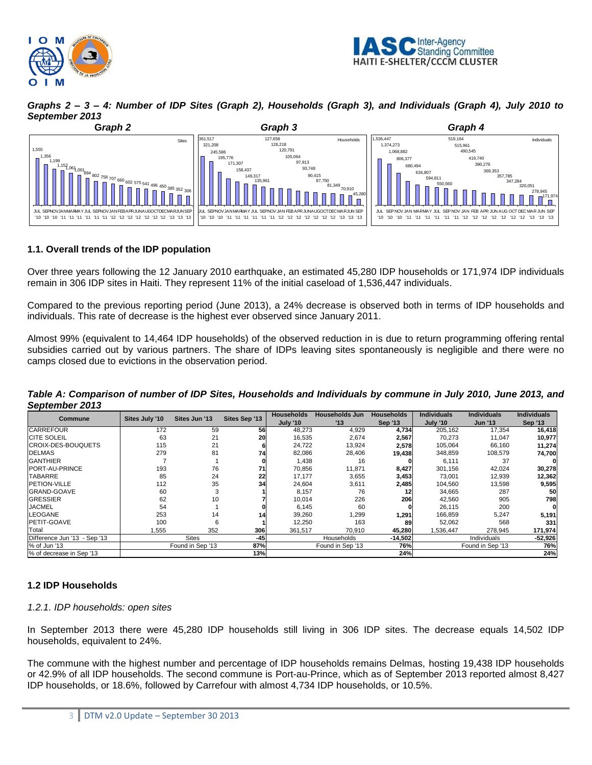***Graphs 2 – 3 – 4: Number of IDP Sites (Graph 2), Households (Graph 3), and Individuals (Graph 4), July 2010 to September 2013***

**Graph 2** | **Graph 3** | **Graph 4**

### 1.1. Overall trends of the IDP population

Over three years following the 12 January 2010 earthquake, an estimated 45,280 IDP households or 171,974 IDP individuals remain in 306 IDP sites in Haiti. They represent 11% of the initial caseload of 1,536,447 individuals.

Compared to the previous reporting period (June 2013), a 24% decrease is observed both in terms of IDP households and individuals. This rate of decrease is the highest ever observed since January 2011.

Almost 99% (equivalent to 14,464 IDP households) of the observed reduction in is due to return programming offering rental subsidies carried out by various partners. The share of IDPs leaving sites spontaneously is negligible and there were no camps closed due to evictions in the observation period.

***Table A: Comparison of number of IDP Sites, Households and Individuals by commune in July 2010, June 2013, and September 2013***

| Commune | Sites July '10 | Sites Jun '13 | Sites Sep '13 | Households July '10 | Households Jun '13 | Households Sep '13 | Individuals July '10 | Individuals Jun '13 | Individuals Sep '13 |
|---|---|---|---|---|---|---|---|---|---|
| CARREFOUR | 172 | 59 | **56** | 48,273 | 4,929 | **4,734** | 205,162 | 17,354 | **16,418** |
| CITE SOLEIL | 63 | 21 | **20** | 16,535 | 2,674 | **2,567** | 70,273 | 11,047 | **10,977** |
| CROIX-DES-BOUQUETS | 115 | 21 | **6** | 24,722 | 13,924 | **2,578** | 105,064 | 66,160 | **11,274** |
| DELMAS | 279 | 81 | **74** | 82,086 | 28,406 | **19,438** | 348,859 | 108,579 | **74,700** |
| GANTHIER | 7 | 1 | **0** | 1,438 | 16 | **0** | 6,111 | 37 | **0** |
| PORT-AU-PRINCE | 193 | 76 | **71** | 70,856 | 11,871 | **8,427** | 301,156 | 42,024 | **30,278** |
| TABARRE | 85 | 24 | **22** | 17,177 | 3,655 | **3,453** | 73,001 | 12,939 | **12,362** |
| PETION-VILLE | 112 | 35 | **34** | 24,604 | 3,611 | **2,485** | 104,560 | 13,598 | **9,595** |
| GRAND-GOAVE | 60 | 3 | **1** | 8,157 | 76 | **12** | 34,665 | 287 | **50** |
| GRESSIER | 62 | 10 | **7** | 10,014 | 226 | **206** | 42,560 | 905 | **798** |
| JACMEL | 54 | 1 | **0** | 6,145 | 60 | **0** | 26,115 | 200 | **0** |
| LEOGANE | 253 | 14 | **14** | 39,260 | 1,299 | **1,291** | 166,859 | 5,247 | **5,191** |
| PETIT-GOAVE | 100 | 6 | **1** | 12,250 | 163 | **89** | 52,062 | 568 | **331** |
| Total | 1,555 | 352 | **306** | 361,517 | 70,910 | **45,280** | 1,536,447 | 278,945 | **171,974** |
| Difference Jun '13 - Sep '13 | Sites | | **-45** | Households | | **-14,502** | Individuals | | **-52,926** |
| % of Jun '13 | Found in Sep '13 | | **87%** | Found in Sep '13 | | **76%** | Found in Sep '13 | | **76%** |
| % of decrease in Sep '13 | | | **13%** | | | **24%** | | | **24%** |

### 1.2 IDP Households

*1.2.1. IDP households: open sites*

In September 2013 there were 45,280 IDP households still living in 306 IDP sites. The decrease equals 14,502 IDP households, equivalent to 24%.

The commune with the highest number and percentage of IDP households remains Delmas, hosting 19,438 IDP households or 42.9% of all IDP households. The second commune is Port-au-Prince, which as of September 2013 reported almost 8,427 IDP households, or 18.6%, followed by Carrefour with almost 4,734 IDP households, or 10.5%.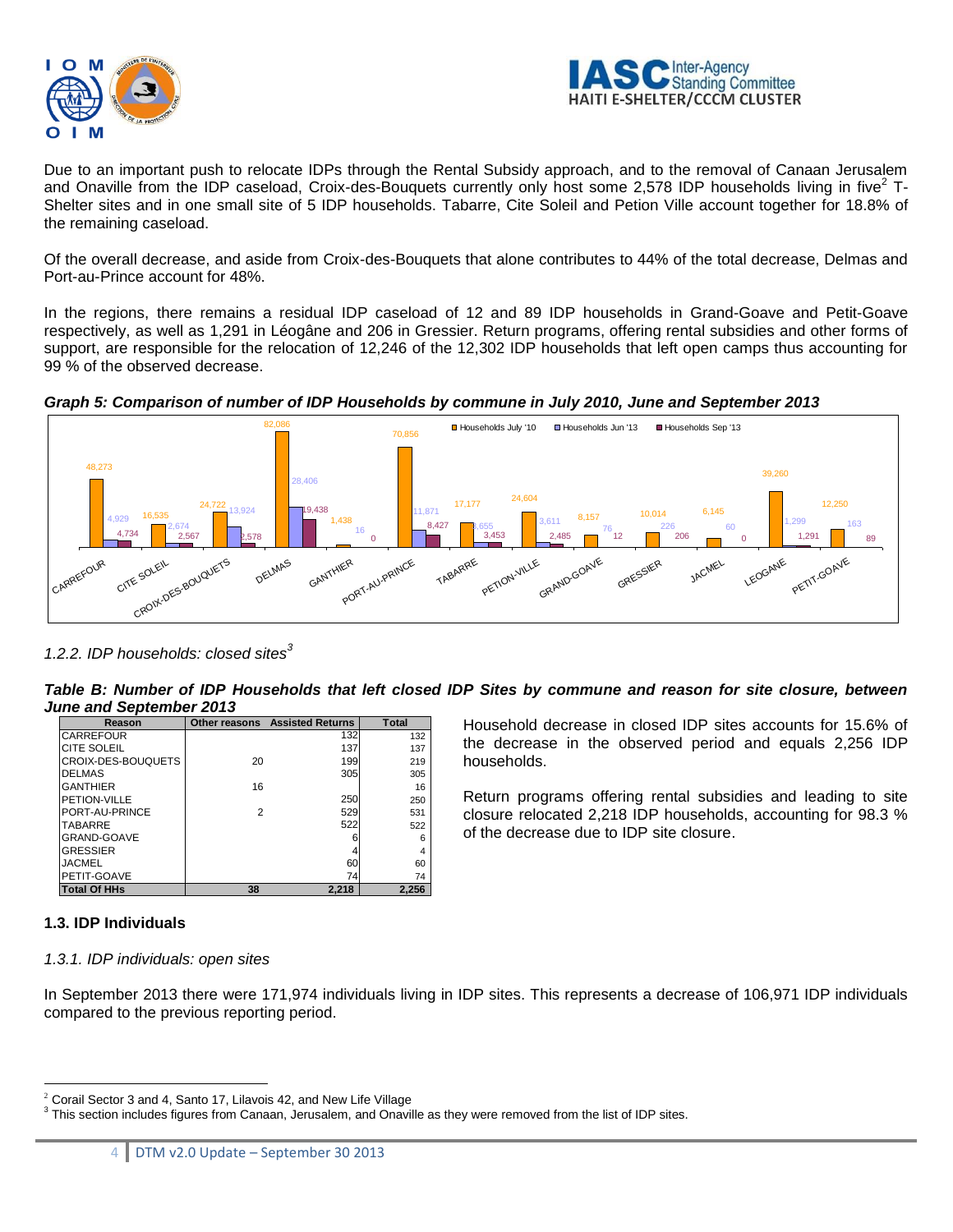Due to an important push to relocate IDPs through the Rental Subsidy approach, and to the removal of Canaan Jerusalem and Onaville from the IDP caseload, Croix-des-Bouquets currently only host some 2,578 IDP households living in five[2] T-Shelter sites and in one small site of 5 IDP households. Tabarre, Cite Soleil and Petion Ville account together for 18.8% of the remaining caseload.

Of the overall decrease, and aside from Croix-des-Bouquets that alone contributes to 44% of the total decrease, Delmas and Port-au-Prince account for 48%.

In the regions, there remains a residual IDP caseload of 12 and 89 IDP households in Grand-Goave and Petit-Goave respectively, as well as 1,291 in Léogâne and 206 in Gressier. Return programs, offering rental subsidies and other forms of support, are responsible for the relocation of 12,246 of the 12,302 IDP households that left open camps thus accounting for 99 % of the observed decrease.

***Graph 5: Comparison of number of IDP Households by commune in July 2010, June and September 2013***

| Commune | Households July '10 | Households Jun '13 | Households Sep '13 |
|---|---|---|---|
| CARREFOUR | 48,273 | 4,929 | 4,734 |
| CITE SOLEIL | 16,535 | 2,674 | 2,567 |
| CROIX-DES-BOUQUETS | 24,722 | 13,924 | 2,578 |
| DELMAS | 82,086 | 28,406 | 19,438 |
| GANTHIER | 1,438 | 16 | 0 |
| PORT-AU-PRINCE | 70,856 | 11,871 | 8,427 |
| TABARRE | 17,177 | 3,655 | 3,453 |
| PETION-VILLE | 24,604 | 3,611 | 2,485 |
| GRAND-GOAVE | 8,157 | 76 | 12 |
| GRESSIER | 10,014 | 226 | 206 |
| JACMEL | 6,145 | 60 | 0 |
| LEOGANE | 39,260 | 1,299 | 1,291 |
| PETIT-GOAVE | 12,250 | 163 | 89 |

*1.2.2. IDP households: closed sites[3]*

***Table B: Number of IDP Households that left closed IDP Sites by commune and reason for site closure, between June and September 2013***

| Reason | Other reasons | Assisted Returns | Total |
|---|---|---|---|
| CARREFOUR | | 132 | 132 |
| CITE SOLEIL | | 137 | 137 |
| CROIX-DES-BOUQUETS | 20 | 199 | 219 |
| DELMAS | | 305 | 305 |
| GANTHIER | 16 | | 16 |
| PETION-VILLE | | 250 | 250 |
| PORT-AU-PRINCE | 2 | 529 | 531 |
| TABARRE | | 522 | 522 |
| GRAND-GOAVE | | 6 | 6 |
| GRESSIER | | 4 | 4 |
| JACMEL | | 60 | 60 |
| PETIT-GOAVE | | 74 | 74 |
| **Total Of HHs** | **38** | **2,218** | **2,256** |

Household decrease in closed IDP sites accounts for 15.6% of the decrease in the observed period and equals 2,256 IDP households.

Return programs offering rental subsidies and leading to site closure relocated 2,218 IDP households, accounting for 98.3 % of the decrease due to IDP site closure.

### 1.3. IDP Individuals

*1.3.1. IDP individuals: open sites*

In September 2013 there were 171,974 individuals living in IDP sites. This represents a decrease of 106,971 IDP individuals compared to the previous reporting period.

---

[2] Corail Sector 3 and 4, Santo 17, Lilavois 42, and New Life Village

[3] This section includes figures from Canaan, Jerusalem, and Onaville as they were removed from the list of IDP sites.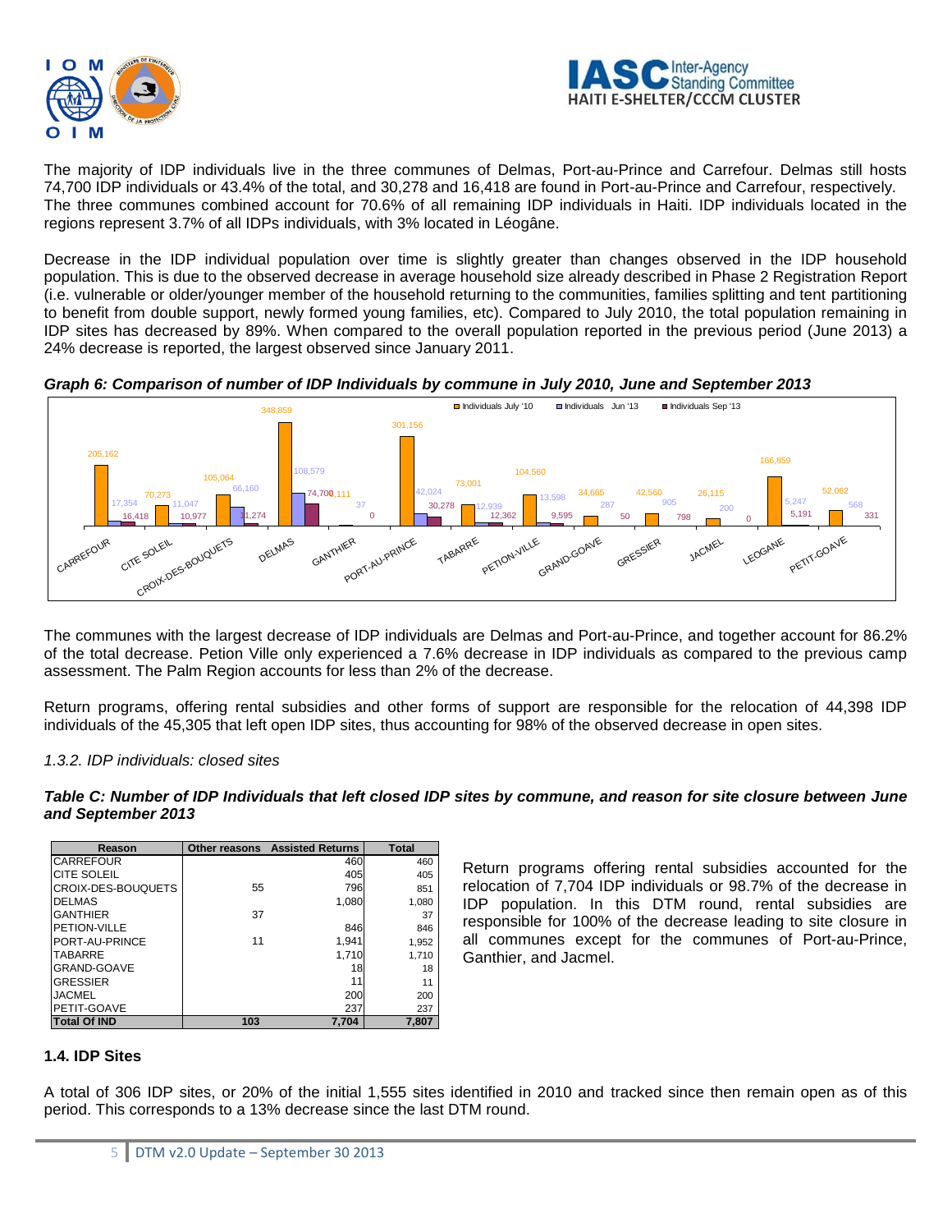The majority of IDP individuals live in the three communes of Delmas, Port-au-Prince and Carrefour. Delmas still hosts 74,700 IDP individuals or 43.4% of the total, and 30,278 and 16,418 are found in Port-au-Prince and Carrefour, respectively. The three communes combined account for 70.6% of all remaining IDP individuals in Haiti. IDP individuals located in the regions represent 3.7% of all IDPs individuals, with 3% located in Léogâne.

Decrease in the IDP individual population over time is slightly greater than changes observed in the IDP household population. This is due to the observed decrease in average household size already described in Phase 2 Registration Report (i.e. vulnerable or older/younger member of the household returning to the communities, families splitting and tent partitioning to benefit from double support, newly formed young families, etc). Compared to July 2010, the total population remaining in IDP sites has decreased by 89%. When compared to the overall population reported in the previous period (June 2013) a 24% decrease is reported, the largest observed since January 2011.

***Graph 6: Comparison of number of IDP Individuals by commune in July 2010, June and September 2013***

| Commune | Individuals July '10 | Individuals Jun '13 | Individuals Sep '13 |
|---|---|---|---|
| CARREFOUR | 205,162 | 17,354 | 16,418 |
| CITE SOLEIL | 70,273 | 11,047 | 10,977 |
| CROIX-DES-BOUQUETS | 105,064 | 66,160 | 11,274 |
| DELMAS | 348,859 | 108,579 | 74,700 |
| GANTHIER | 4,111 | 37 | 0 |
| PORT-AU-PRINCE | 301,156 | 42,024 | 30,278 |
| TABARRE | 73,001 | 12,939 | 12,362 |
| PETION-VILLE | 104,560 | 13,598 | 9,595 |
| GRAND-GOAVE | 34,665 | 287 | 50 |
| GRESSIER | 42,560 | 905 | 798 |
| JACMEL | 26,115 | 200 | 0 |
| LEOGANE | 166,859 | 5,247 | 5,191 |
| PETIT-GOAVE | 52,062 | 568 | 331 |

The communes with the largest decrease of IDP individuals are Delmas and Port-au-Prince, and together account for 86.2% of the total decrease. Petion Ville only experienced a 7.6% decrease in IDP individuals as compared to the previous camp assessment. The Palm Region accounts for less than 2% of the decrease.

Return programs, offering rental subsidies and other forms of support are responsible for the relocation of 44,398 IDP individuals of the 45,305 that left open IDP sites, thus accounting for 98% of the observed decrease in open sites.

*1.3.2. IDP individuals: closed sites*

***Table C: Number of IDP Individuals that left closed IDP sites by commune, and reason for site closure between June and September 2013***

| Reason | Other reasons | Assisted Returns | Total |
|---|---|---|---|
| CARREFOUR | | 460 | 460 |
| CITE SOLEIL | | 405 | 405 |
| CROIX-DES-BOUQUETS | 55 | 796 | 851 |
| DELMAS | | 1,080 | 1,080 |
| GANTHIER | 37 | | 37 |
| PETION-VILLE | | 846 | 846 |
| PORT-AU-PRINCE | 11 | 1,941 | 1,952 |
| TABARRE | | 1,710 | 1,710 |
| GRAND-GOAVE | | 18 | 18 |
| GRESSIER | | 11 | 11 |
| JACMEL | | 200 | 200 |
| PETIT-GOAVE | | 237 | 237 |
| **Total Of IND** | **103** | **7,704** | **7,807** |

Return programs offering rental subsidies accounted for the relocation of 7,704 IDP individuals or 98.7% of the decrease in IDP population. In this DTM round, rental subsidies are responsible for 100% of the decrease leading to site closure in all communes except for the communes of Port-au-Prince, Ganthier, and Jacmel.

### 1.4. IDP Sites

A total of 306 IDP sites, or 20% of the initial 1,555 sites identified in 2010 and tracked since then remain open as of this period. This corresponds to a 13% decrease since the last DTM round.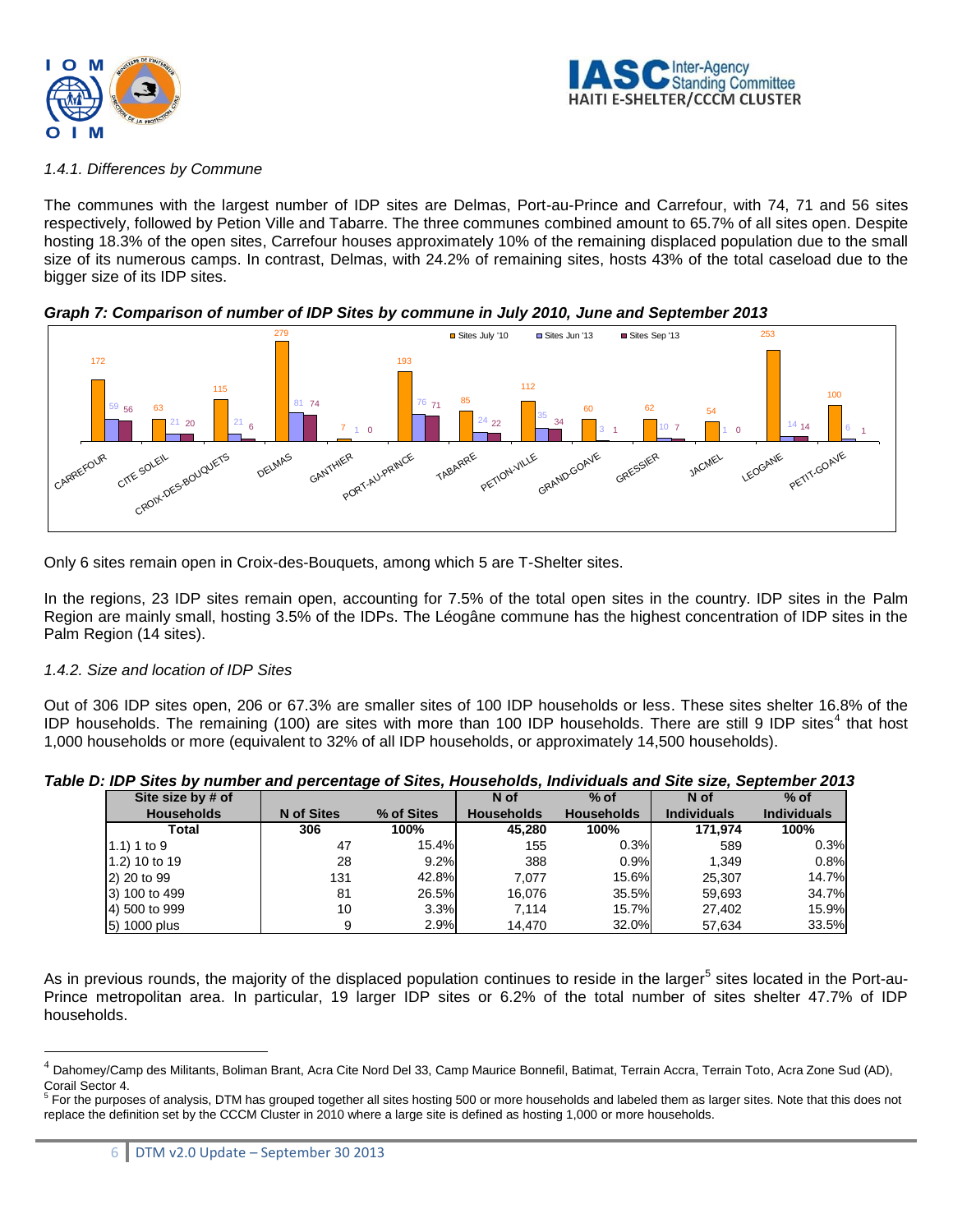*1.4.1. Differences by Commune*

The communes with the largest number of IDP sites are Delmas, Port-au-Prince and Carrefour, with 74, 71 and 56 sites respectively, followed by Petion Ville and Tabarre. The three communes combined amount to 65.7% of all sites open. Despite hosting 18.3% of the open sites, Carrefour houses approximately 10% of the remaining displaced population due to the small size of its numerous camps. In contrast, Delmas, with 24.2% of remaining sites, hosts 43% of the total caseload due to the bigger size of its IDP sites.

***Graph 7: Comparison of number of IDP Sites by commune in July 2010, June and September 2013***

| Commune | Sites July '10 | Sites Jun '13 | Sites Sep '13 |
|---|---|---|---|
| CARREFOUR | 172 | 59 | 56 |
| CITE SOLEIL | 63 | 21 | 20 |
| CROIX-DES-BOUQUETS | 115 | 21 | 6 |
| DELMAS | 279 | 81 | 74 |
| GANTHIER | 7 | 1 | 0 |
| PORT-AU-PRINCE | 193 | 76 | 71 |
| TABARRE | 85 | 24 | 22 |
| PETION-VILLE | 112 | 35 | 34 |
| GRAND-GOAVE | 60 | 3 | 1 |
| GRESSIER | 62 | 10 | 7 |
| JACMEL | 54 | 1 | 0 |
| LEOGANE | 253 | 14 | 14 |
| PETIT-GOAVE | 100 | 6 | 1 |

Only 6 sites remain open in Croix-des-Bouquets, among which 5 are T-Shelter sites.

In the regions, 23 IDP sites remain open, accounting for 7.5% of the total open sites in the country. IDP sites in the Palm Region are mainly small, hosting 3.5% of the IDPs. The Léogâne commune has the highest concentration of IDP sites in the Palm Region (14 sites).

*1.4.2. Size and location of IDP Sites*

Out of 306 IDP sites open, 206 or 67.3% are smaller sites of 100 IDP households or less. These sites shelter 16.8% of the IDP households. The remaining (100) are sites with more than 100 IDP households. There are still 9 IDP sites[4] that host 1,000 households or more (equivalent to 32% of all IDP households, or approximately 14,500 households).

***Table D: IDP Sites by number and percentage of Sites, Households, Individuals and Site size, September 2013***

| Site size by # of Households | N of Sites | % of Sites | N of Households | % of Households | N of Individuals | % of Individuals |
|---|---|---|---|---|---|---|
| **Total** | **306** | **100%** | **45,280** | **100%** | **171,974** | **100%** |
| 1.1) 1 to 9 | 47 | 15.4% | 155 | 0.3% | 589 | 0.3% |
| 1.2) 10 to 19 | 28 | 9.2% | 388 | 0.9% | 1,349 | 0.8% |
| 2) 20 to 99 | 131 | 42.8% | 7,077 | 15.6% | 25,307 | 14.7% |
| 3) 100 to 499 | 81 | 26.5% | 16,076 | 35.5% | 59,693 | 34.7% |
| 4) 500 to 999 | 10 | 3.3% | 7,114 | 15.7% | 27,402 | 15.9% |
| 5) 1000 plus | 9 | 2.9% | 14,470 | 32.0% | 57,634 | 33.5% |

As in previous rounds, the majority of the displaced population continues to reside in the larger[5] sites located in the Port-au-Prince metropolitan area. In particular, 19 larger IDP sites or 6.2% of the total number of sites shelter 47.7% of IDP households.

---

[4] Dahomey/Camp des Militants, Boliman Brant, Acra Cite Nord Del 33, Camp Maurice Bonnefil, Batimat, Terrain Accra, Terrain Toto, Acra Zone Sud (AD), Corail Sector 4.

[5] For the purposes of analysis, DTM has grouped together all sites hosting 500 or more households and labeled them as larger sites. Note that this does not replace the definition set by the CCCM Cluster in 2010 where a large site is defined as hosting 1,000 or more households.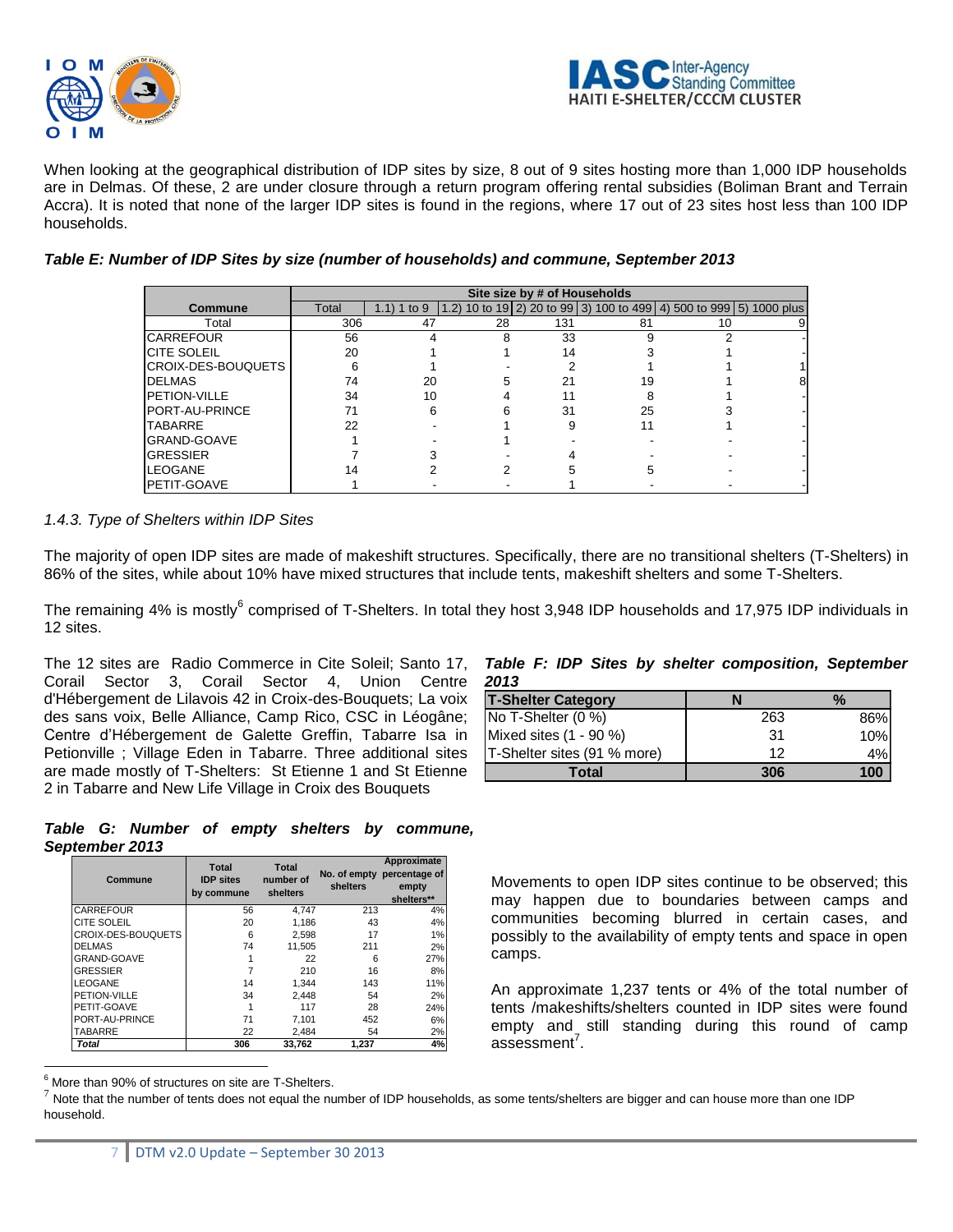When looking at the geographical distribution of IDP sites by size, 8 out of 9 sites hosting more than 1,000 IDP households are in Delmas. Of these, 2 are under closure through a return program offering rental subsidies (Boliman Brant and Terrain Accra). It is noted that none of the larger IDP sites is found in the regions, where 17 out of 23 sites host less than 100 IDP households.

***Table E: Number of IDP Sites by size (number of households) and commune, September 2013***

| Commune | Site size by # of Households | | | | | | |
|---|---|---|---|---|---|---|---|
| | Total | 1.1) 1 to 9 | 1.2) 10 to 19 | 2) 20 to 99 | 3) 100 to 499 | 4) 500 to 999 | 5) 1000 plus |
| Total | 306 | 47 | 28 | 131 | 81 | 10 | 9 |
| CARREFOUR | 56 | 4 | 8 | 33 | 9 | 2 | - |
| CITE SOLEIL | 20 | 1 | 1 | 14 | 3 | 1 | - |
| CROIX-DES-BOUQUETS | 6 | 1 | - | 2 | 1 | 1 | 1 |
| DELMAS | 74 | 20 | 5 | 21 | 19 | 1 | 8 |
| PETION-VILLE | 34 | 10 | 4 | 11 | 8 | 1 | - |
| PORT-AU-PRINCE | 71 | 6 | 6 | 31 | 25 | 3 | - |
| TABARRE | 22 | - | 1 | 9 | 11 | 1 | - |
| GRAND-GOAVE | 1 | - | 1 | - | - | - | - |
| GRESSIER | 7 | 3 | - | 4 | - | - | - |
| LEOGANE | 14 | 2 | 2 | 5 | 5 | - | - |
| PETIT-GOAVE | 1 | - | - | 1 | - | - | - |

### *1.4.3. Type of Shelters within IDP Sites*

The majority of open IDP sites are made of makeshift structures. Specifically, there are no transitional shelters (T-Shelters) in 86% of the sites, while about 10% have mixed structures that include tents, makeshift shelters and some T-Shelters.

The remaining 4% is mostly[6] comprised of T-Shelters. In total they host 3,948 IDP households and 17,975 IDP individuals in 12 sites.

The 12 sites are Radio Commerce in Cite Soleil; Santo 17, Corail Sector 3, Corail Sector 4, Union Centre d'Hébergement de Lilavois 42 in Croix-des-Bouquets; La voix des sans voix, Belle Alliance, Camp Rico, CSC in Léogâne; Centre d'Hébergement de Galette Greffin, Tabarre Isa in Petionville ; Village Eden in Tabarre. Three additional sites are made mostly of T-Shelters: St Etienne 1 and St Etienne 2 in Tabarre and New Life Village in Croix des Bouquets

***Table F: IDP Sites by shelter composition, September 2013***

| T-Shelter Category | N | % |
|---|---|---|
| No T-Shelter (0 %) | 263 | 86% |
| Mixed sites (1 - 90 %) | 31 | 10% |
| T-Shelter sites (91 % more) | 12 | 4% |
| **Total** | **306** | **100** |

***Table G: Number of empty shelters by commune, September 2013***

| Commune | Total IDP sites by commune | Total number of shelters | No. of empty shelters | Approximate percentage of empty shelters** |
|---|---|---|---|---|
| CARREFOUR | 56 | 4,747 | 213 | 4% |
| CITE SOLEIL | 20 | 1,186 | 43 | 4% |
| CROIX-DES-BOUQUETS | 6 | 2,598 | 17 | 1% |
| DELMAS | 74 | 11,505 | 211 | 2% |
| GRAND-GOAVE | 1 | 22 | 6 | 27% |
| GRESSIER | 7 | 210 | 16 | 8% |
| LEOGANE | 14 | 1,344 | 143 | 11% |
| PETION-VILLE | 34 | 2,448 | 54 | 2% |
| PETIT-GOAVE | 1 | 117 | 28 | 24% |
| PORT-AU-PRINCE | 71 | 7,101 | 452 | 6% |
| TABARRE | 22 | 2,484 | 54 | 2% |
| ***Total*** | **306** | **33,762** | **1,237** | **4%** |

Movements to open IDP sites continue to be observed; this may happen due to boundaries between camps and communities becoming blurred in certain cases, and possibly to the availability of empty tents and space in open camps.

An approximate 1,237 tents or 4% of the total number of tents /makeshifts/shelters counted in IDP sites were found empty and still standing during this round of camp assessment[7].

[6] More than 90% of structures on site are T-Shelters.

[7] Note that the number of tents does not equal the number of IDP households, as some tents/shelters are bigger and can house more than one IDP household.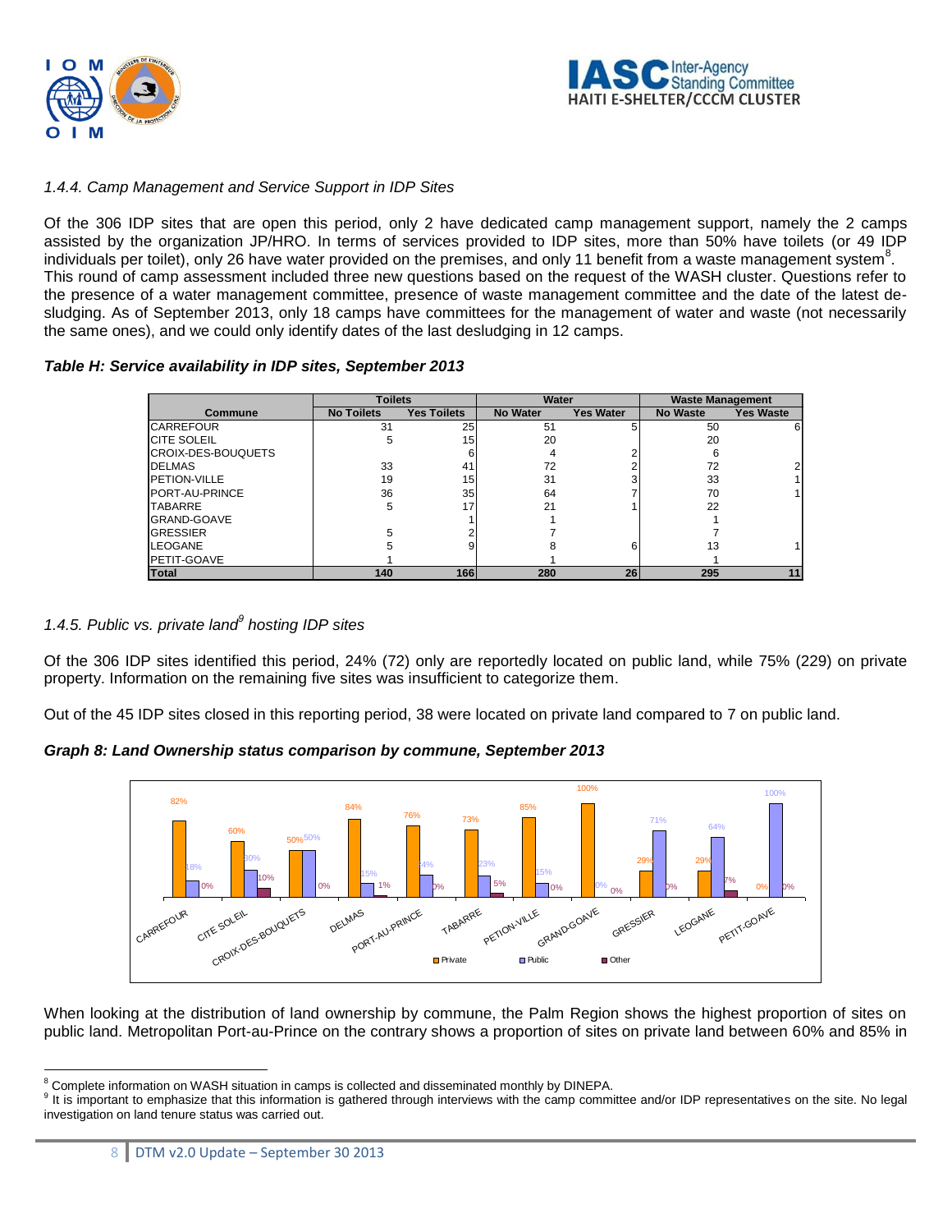*1.4.4. Camp Management and Service Support in IDP Sites*

Of the 306 IDP sites that are open this period, only 2 have dedicated camp management support, namely the 2 camps assisted by the organization JP/HRO. In terms of services provided to IDP sites, more than 50% have toilets (or 49 IDP individuals per toilet), only 26 have water provided on the premises, and only 11 benefit from a waste management system[8]. This round of camp assessment included three new questions based on the request of the WASH cluster. Questions refer to the presence of a water management committee, presence of waste management committee and the date of the latest de-sludging. As of September 2013, only 18 camps have committees for the management of water and waste (not necessarily the same ones), and we could only identify dates of the last desludging in 12 camps.

***Table H: Service availability in IDP sites, September 2013***

| | Toilets | | Water | | Waste Management | |
|---|---|---|---|---|---|---|
| Commune | No Toilets | Yes Toilets | No Water | Yes Water | No Waste | Yes Waste |
| CARREFOUR | 31 | 25 | 51 | 5 | 50 | 6 |
| CITE SOLEIL | 5 | 15 | 20 | | 20 | |
| CROIX-DES-BOUQUETS | | 6 | 4 | 2 | 6 | |
| DELMAS | 33 | 41 | 72 | 2 | 72 | 2 |
| PETION-VILLE | 19 | 15 | 31 | 3 | 33 | 1 |
| PORT-AU-PRINCE | 36 | 35 | 64 | 7 | 70 | 1 |
| TABARRE | 5 | 17 | 21 | 1 | 22 | |
| GRAND-GOAVE | | 1 | 1 | | 1 | |
| GRESSIER | 5 | 2 | 7 | | 7 | |
| LEOGANE | 5 | 9 | 8 | 6 | 13 | 1 |
| PETIT-GOAVE | 1 | | 1 | | 1 | |
| **Total** | **140** | **166** | **280** | **26** | **295** | **11** |

*1.4.5. Public vs. private land[9] hosting IDP sites*

Of the 306 IDP sites identified this period, 24% (72) only are reportedly located on public land, while 75% (229) on private property. Information on the remaining five sites was insufficient to categorize them.

Out of the 45 IDP sites closed in this reporting period, 38 were located on private land compared to 7 on public land.

***Graph 8: Land Ownership status comparison by commune, September 2013***

| Commune | Private | Public | Other |
|---|---|---|---|
| CARREFOUR | 82% | 18% | 0% |
| CITE SOLEIL | 60% | 30% | 10% |
| CROIX-DES-BOUQUETS | 50% | 50% | 0% |
| DELMAS | 84% | 15% | 1% |
| PORT-AU-PRINCE | 76% | 24% | 0% |
| TABARRE | 73% | 23% | 5% |
| PETION-VILLE | 85% | 15% | 0% |
| GRAND-GOAVE | 100% | 0% | 0% |
| GRESSIER | 29% | 71% | 0% |
| LEOGANE | 29% | 64% | 7% |
| PETIT-GOAVE | 0% | 100% | 0% |

When looking at the distribution of land ownership by commune, the Palm Region shows the highest proportion of sites on public land. Metropolitan Port-au-Prince on the contrary shows a proportion of sites on private land between 60% and 85% in

[8] Complete information on WASH situation in camps is collected and disseminated monthly by DINEPA.

[9] It is important to emphasize that this information is gathered through interviews with the camp committee and/or IDP representatives on the site. No legal investigation on land tenure status was carried out.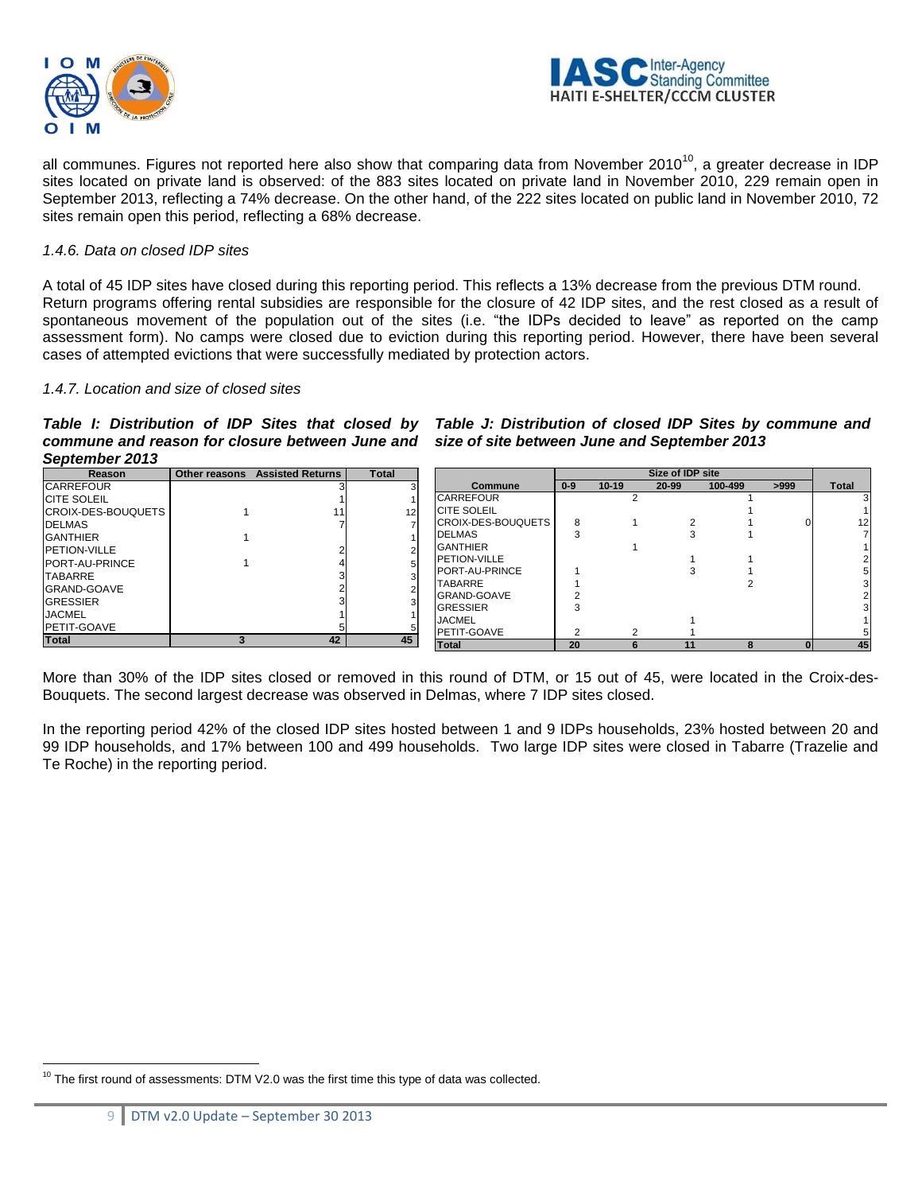all communes. Figures not reported here also show that comparing data from November 2010[10], a greater decrease in IDP sites located on private land is observed: of the 883 sites located on private land in November 2010, 229 remain open in September 2013, reflecting a 74% decrease. On the other hand, of the 222 sites located on public land in November 2010, 72 sites remain open this period, reflecting a 68% decrease.

### *1.4.6. Data on closed IDP sites*

A total of 45 IDP sites have closed during this reporting period. This reflects a 13% decrease from the previous DTM round. Return programs offering rental subsidies are responsible for the closure of 42 IDP sites, and the rest closed as a result of spontaneous movement of the population out of the sites (i.e. "the IDPs decided to leave" as reported on the camp assessment form). No camps were closed due to eviction during this reporting period. However, there have been several cases of attempted evictions that were successfully mediated by protection actors.

### *1.4.7. Location and size of closed sites*

***Table I: Distribution of IDP Sites that closed by commune and reason for closure between June and September 2013***

| Reason | Other reasons | Assisted Returns | Total |
|---|---|---|---|
| CARREFOUR | | 3 | 3 |
| CITE SOLEIL | | 1 | 1 |
| CROIX-DES-BOUQUETS | 1 | 11 | 12 |
| DELMAS | | 7 | 7 |
| GANTHIER | 1 | | 1 |
| PETION-VILLE | | 2 | 2 |
| PORT-AU-PRINCE | 1 | 4 | 5 |
| TABARRE | | 3 | 3 |
| GRAND-GOAVE | | 2 | 2 |
| GRESSIER | | 3 | 3 |
| JACMEL | | 1 | 1 |
| PETIT-GOAVE | | 5 | 5 |
| **Total** | **3** | **42** | **45** |

***Table J: Distribution of closed IDP Sites by commune and size of site between June and September 2013***

| | Size of IDP site | | | | | |
|---|---|---|---|---|---|---|
| **Commune** | **0-9** | **10-19** | **20-99** | **100-499** | **>999** | **Total** |
| CARREFOUR | | 2 | | 1 | | 3 |
| CITE SOLEIL | | | | 1 | | 1 |
| CROIX-DES-BOUQUETS | 8 | 1 | 2 | 1 | 0 | 12 |
| DELMAS | 3 | | 3 | 1 | | 7 |
| GANTHIER | | 1 | | | | 1 |
| PETION-VILLE | | | 1 | 1 | | 2 |
| PORT-AU-PRINCE | 1 | | 3 | 1 | | 5 |
| TABARRE | 1 | | | 2 | | 3 |
| GRAND-GOAVE | 2 | | | | | 2 |
| GRESSIER | 3 | | | | | 3 |
| JACMEL | | | 1 | | | 1 |
| PETIT-GOAVE | 2 | 2 | 1 | | | 5 |
| **Total** | **20** | **6** | **11** | **8** | **0** | **45** |

More than 30% of the IDP sites closed or removed in this round of DTM, or 15 out of 45, were located in the Croix-des-Bouquets. The second largest decrease was observed in Delmas, where 7 IDP sites closed.

In the reporting period 42% of the closed IDP sites hosted between 1 and 9 IDPs households, 23% hosted between 20 and 99 IDP households, and 17% between 100 and 499 households. Two large IDP sites were closed in Tabarre (Trazelie and Te Roche) in the reporting period.

---

[10] The first round of assessments: DTM V2.0 was the first time this type of data was collected.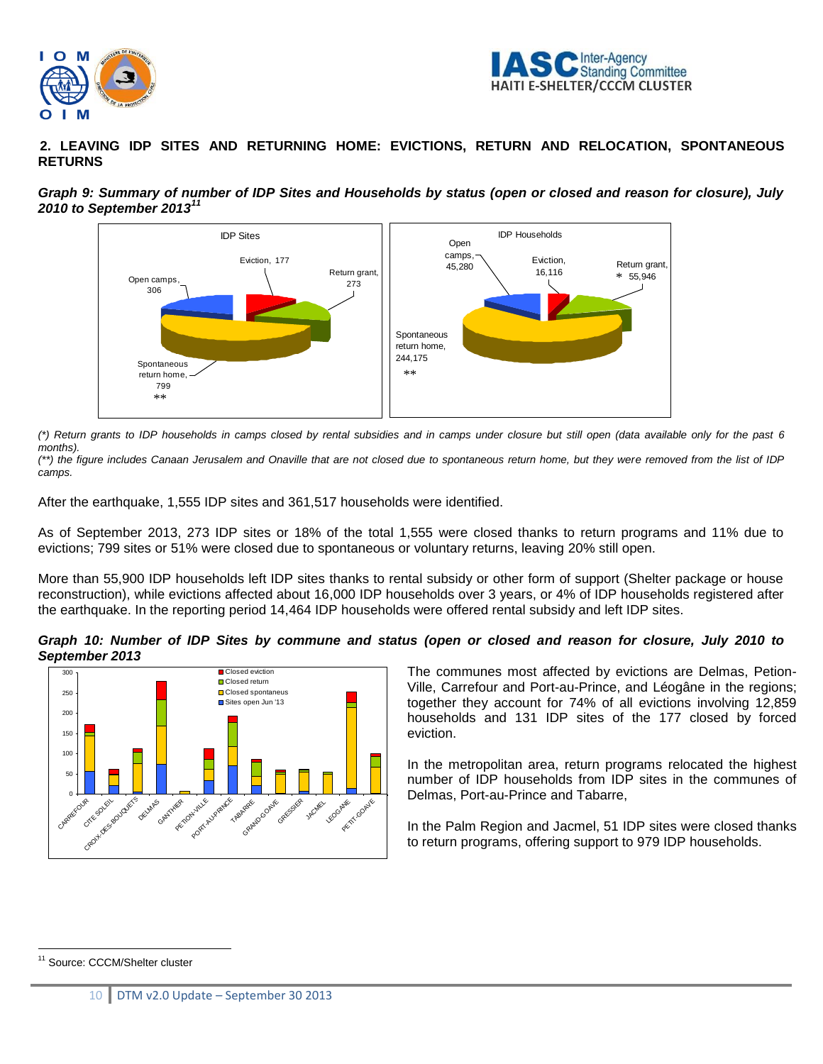## 2. LEAVING IDP SITES AND RETURNING HOME: EVICTIONS, RETURN AND RELOCATION, SPONTANEOUS RETURNS

***Graph 9: Summary of number of IDP Sites and Households by status (open or closed and reason for closure), July 2010 to September 2013***[11]

*(\*) Return grants to IDP households in camps closed by rental subsidies and in camps under closure but still open (data available only for the past 6 months).*

*(\*\*) the figure includes Canaan Jerusalem and Onaville that are not closed due to spontaneous return home, but they were removed from the list of IDP camps.*

After the earthquake, 1,555 IDP sites and 361,517 households were identified.

As of September 2013, 273 IDP sites or 18% of the total 1,555 were closed thanks to return programs and 11% due to evictions; 799 sites or 51% were closed due to spontaneous or voluntary returns, leaving 20% still open.

More than 55,900 IDP households left IDP sites thanks to rental subsidy or other form of support (Shelter package or house reconstruction), while evictions affected about 16,000 IDP households over 3 years, or 4% of IDP households registered after the earthquake. In the reporting period 14,464 IDP households were offered rental subsidy and left IDP sites.

***Graph 10: Number of IDP Sites by commune and status (open or closed and reason for closure, July 2010 to September 2013***

The communes most affected by evictions are Delmas, Petion-Ville, Carrefour and Port-au-Prince, and Léogâne in the regions; together they account for 74% of all evictions involving 12,859 households and 131 IDP sites of the 177 closed by forced eviction.

In the metropolitan area, return programs relocated the highest number of IDP households from IDP sites in the communes of Delmas, Port-au-Prince and Tabarre,

In the Palm Region and Jacmel, 51 IDP sites were closed thanks to return programs, offering support to 979 IDP households.

[11] Source: CCCM/Shelter cluster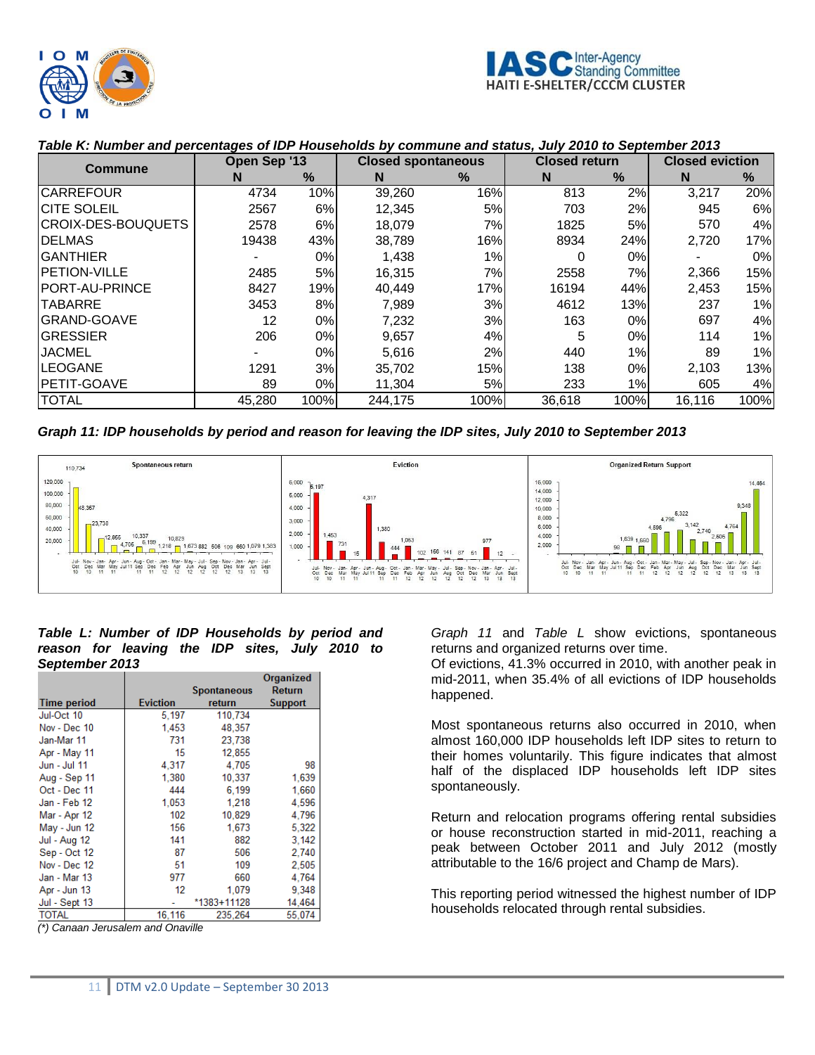*Table K: Number and percentages of IDP Households by commune and status, July 2010 to September 2013*

| Commune | Open Sep '13 | | Closed spontaneous | | Closed return | | Closed eviction | |
|---|---|---|---|---|---|---|---|---|
| | N | % | N | % | N | % | N | % |
| CARREFOUR | 4734 | 10% | 39,260 | 16% | 813 | 2% | 3,217 | 20% |
| CITE SOLEIL | 2567 | 6% | 12,345 | 5% | 703 | 2% | 945 | 6% |
| CROIX-DES-BOUQUETS | 2578 | 6% | 18,079 | 7% | 1825 | 5% | 570 | 4% |
| DELMAS | 19438 | 43% | 38,789 | 16% | 8934 | 24% | 2,720 | 17% |
| GANTHIER | - | 0% | 1,438 | 1% | 0 | 0% | - | 0% |
| PETION-VILLE | 2485 | 5% | 16,315 | 7% | 2558 | 7% | 2,366 | 15% |
| PORT-AU-PRINCE | 8427 | 19% | 40,449 | 17% | 16194 | 44% | 2,453 | 15% |
| TABARRE | 3453 | 8% | 7,989 | 3% | 4612 | 13% | 237 | 1% |
| GRAND-GOAVE | 12 | 0% | 7,232 | 3% | 163 | 0% | 697 | 4% |
| GRESSIER | 206 | 0% | 9,657 | 4% | 5 | 0% | 114 | 1% |
| JACMEL | - | 0% | 5,616 | 2% | 440 | 1% | 89 | 1% |
| LEOGANE | 1291 | 3% | 35,702 | 15% | 138 | 0% | 2,103 | 13% |
| PETIT-GOAVE | 89 | 0% | 11,304 | 5% | 233 | 1% | 605 | 4% |
| TOTAL | 45,280 | 100% | 244,175 | 100% | 36,618 | 100% | 16,116 | 100% |

*Graph 11: IDP households by period and reason for leaving the IDP sites, July 2010 to September 2013*

*Table L: Number of IDP Households by period and reason for leaving the IDP sites, July 2010 to September 2013*

| Time period | Eviction | Spontaneous return | Organized Return Support |
|---|---|---|---|
| Jul-Oct 10 | 5,197 | 110,734 | |
| Nov - Dec 10 | 1,453 | 48,357 | |
| Jan-Mar 11 | 731 | 23,738 | |
| Apr - May 11 | 15 | 12,855 | |
| Jun - Jul 11 | 4,317 | 4,705 | 98 |
| Aug - Sep 11 | 1,380 | 10,337 | 1,639 |
| Oct - Dec 11 | 444 | 6,199 | 1,660 |
| Jan - Feb 12 | 1,053 | 1,218 | 4,596 |
| Mar - Apr 12 | 102 | 10,829 | 4,796 |
| May - Jun 12 | 156 | 1,673 | 5,322 |
| Jul - Aug 12 | 141 | 882 | 3,142 |
| Sep - Oct 12 | 87 | 506 | 2,740 |
| Nov - Dec 12 | 51 | 109 | 2,505 |
| Jan - Mar 13 | 977 | 660 | 4,764 |
| Apr - Jun 13 | 12 | 1,079 | 9,348 |
| Jul - Sept 13 | - | *1383+11128 | 14,464 |
| TOTAL | 16,116 | 235,264 | 55,074 |

*(*) Canaan Jerusalem and Onaville*

*Graph 11* and *Table L* show evictions, spontaneous returns and organized returns over time.

Of evictions, 41.3% occurred in 2010, with another peak in mid-2011, when 35.4% of all evictions of IDP households happened.

Most spontaneous returns also occurred in 2010, when almost 160,000 IDP households left IDP sites to return to their homes voluntarily. This figure indicates that almost half of the displaced IDP households left IDP sites spontaneously.

Return and relocation programs offering rental subsidies or house reconstruction started in mid-2011, reaching a peak between October 2011 and July 2012 (mostly attributable to the 16/6 project and Champ de Mars).

This reporting period witnessed the highest number of IDP households relocated through rental subsidies.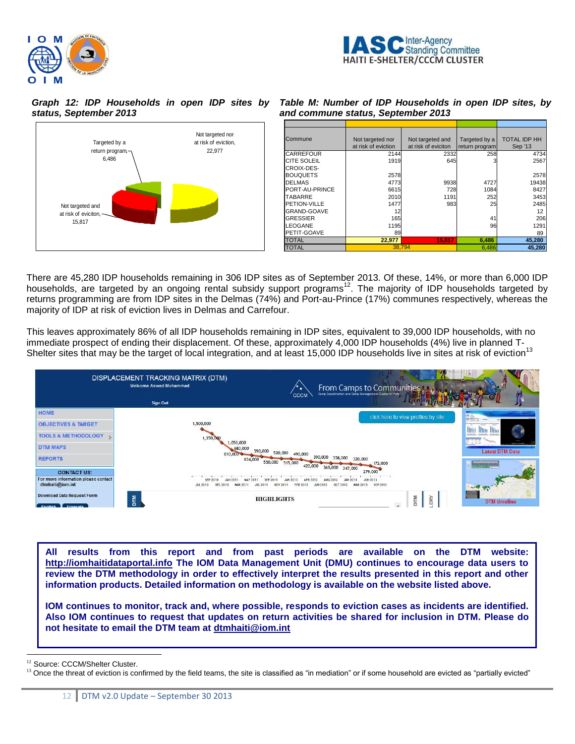***Graph 12: IDP Households in open IDP sites by status, September 2013***

Targeted by a return program, 6,486

Not targeted nor at risk of eviction, 22,977

Not targeted and at risk of eviciton, 15,817

***Table M: Number of IDP Households in open IDP sites, by and commune status, September 2013***

| Commune | Not targeted nor at risk of eviction | Not targeted and at risk of eviciton | Targeted by a return program | TOTAL IDP HH Sep '13 |
|---|---|---|---|---|
| CARREFOUR | 2144 | 2332 | 258 | 4734 |
| CITE SOLEIL | 1919 | 645 | 3 | 2567 |
| CROIX-DES-BOUQUETS | 2578 | | | 2578 |
| DELMAS | 4773 | 9938 | 4727 | 19438 |
| PORT-AU-PRINCE | 6615 | 728 | 1084 | 8427 |
| TABARRE | 2010 | 1191 | 252 | 3453 |
| PETION-VILLE | 1477 | 983 | 25 | 2485 |
| GRAND-GOAVE | 12 | | | 12 |
| GRESSIER | 165 | | 41 | 206 |
| LEOGANE | 1195 | | 96 | 1291 |
| PETIT-GOAVE | 89 | | | 89 |
| TOTAL | 22,977 | 15,817 | 6,486 | 45,280 |
| TOTAL | 38,794 | | 6,486 | 45,280 |

There are 45,280 IDP households remaining in 306 IDP sites as of September 2013. Of these, 14%, or more than 6,000 IDP households, are targeted by an ongoing rental subsidy support programs[12]. The majority of IDP households targeted by returns programming are from IDP sites in the Delmas (74%) and Port-au-Prince (17%) communes respectively, whereas the majority of IDP at risk of eviction lives in Delmas and Carrefour.

This leaves approximately 86% of all IDP households remaining in IDP sites, equivalent to 39,000 IDP households, with no immediate prospect of ending their displacement. Of these, approximately 4,000 IDP households (4%) live in planned T-Shelter sites that may be the target of local integration, and at least 15,000 IDP households live in sites at risk of eviction[13]

**All results from this report and from past periods are available on the DTM website: http://iomhaitidataportal.info The IOM Data Management Unit (DMU) continues to encourage data users to review the DTM methodology in order to effectively interpret the results presented in this report and other information products. Detailed information on methodology is available on the website listed above.**

**IOM continues to monitor, track and, where possible, responds to eviction cases as incidents are identified. Also IOM continues to request that updates on return activities be shared for inclusion in DTM. Please do not hesitate to email the DTM team at dtmhaiti@iom.int**

[12] Source: CCCM/Shelter Cluster.

[13] Once the threat of eviction is confirmed by the field teams, the site is classified as "in mediation" or if some household are evicted as "partially evicted"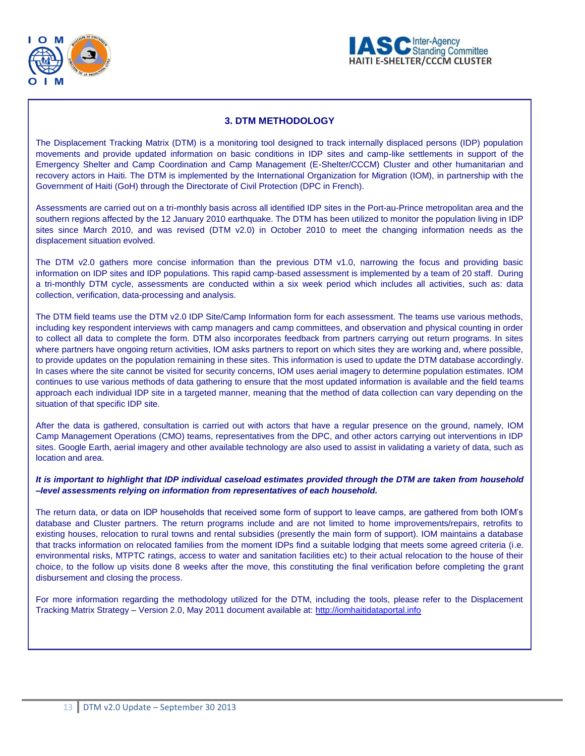## 3. DTM METHODOLOGY

The Displacement Tracking Matrix (DTM) is a monitoring tool designed to track internally displaced persons (IDP) population movements and provide updated information on basic conditions in IDP sites and camp-like settlements in support of the Emergency Shelter and Camp Coordination and Camp Management (E-Shelter/CCCM) Cluster and other humanitarian and recovery actors in Haiti. The DTM is implemented by the International Organization for Migration (IOM), in partnership with the Government of Haiti (GoH) through the Directorate of Civil Protection (DPC in French).

Assessments are carried out on a tri-monthly basis across all identified IDP sites in the Port-au-Prince metropolitan area and the southern regions affected by the 12 January 2010 earthquake. The DTM has been utilized to monitor the population living in IDP sites since March 2010, and was revised (DTM v2.0) in October 2010 to meet the changing information needs as the displacement situation evolved.

The DTM v2.0 gathers more concise information than the previous DTM v1.0, narrowing the focus and providing basic information on IDP sites and IDP populations. This rapid camp-based assessment is implemented by a team of 20 staff. During a tri-monthly DTM cycle, assessments are conducted within a six week period which includes all activities, such as: data collection, verification, data-processing and analysis.

The DTM field teams use the DTM v2.0 IDP Site/Camp Information form for each assessment. The teams use various methods, including key respondent interviews with camp managers and camp committees, and observation and physical counting in order to collect all data to complete the form. DTM also incorporates feedback from partners carrying out return programs. In sites where partners have ongoing return activities, IOM asks partners to report on which sites they are working and, where possible, to provide updates on the population remaining in these sites. This information is used to update the DTM database accordingly. In cases where the site cannot be visited for security concerns, IOM uses aerial imagery to determine population estimates. IOM continues to use various methods of data gathering to ensure that the most updated information is available and the field teams approach each individual IDP site in a targeted manner, meaning that the method of data collection can vary depending on the situation of that specific IDP site.

After the data is gathered, consultation is carried out with actors that have a regular presence on the ground, namely, IOM Camp Management Operations (CMO) teams, representatives from the DPC, and other actors carrying out interventions in IDP sites. Google Earth, aerial imagery and other available technology are also used to assist in validating a variety of data, such as location and area.

***It is important to highlight that IDP individual caseload estimates provided through the DTM are taken from household –level assessments relying on information from representatives of each household.***

The return data, or data on IDP households that received some form of support to leave camps, are gathered from both IOM's database and Cluster partners. The return programs include and are not limited to home improvements/repairs, retrofits to existing houses, relocation to rural towns and rental subsidies (presently the main form of support). IOM maintains a database that tracks information on relocated families from the moment IDPs find a suitable lodging that meets some agreed criteria (i.e. environmental risks, MTPTC ratings, access to water and sanitation facilities etc) to their actual relocation to the house of their choice, to the follow up visits done 8 weeks after the move, this constituting the final verification before completing the grant disbursement and closing the process.

For more information regarding the methodology utilized for the DTM, including the tools, please refer to the Displacement Tracking Matrix Strategy – Version 2.0, May 2011 document available at: http://iomhaitidataportal.info